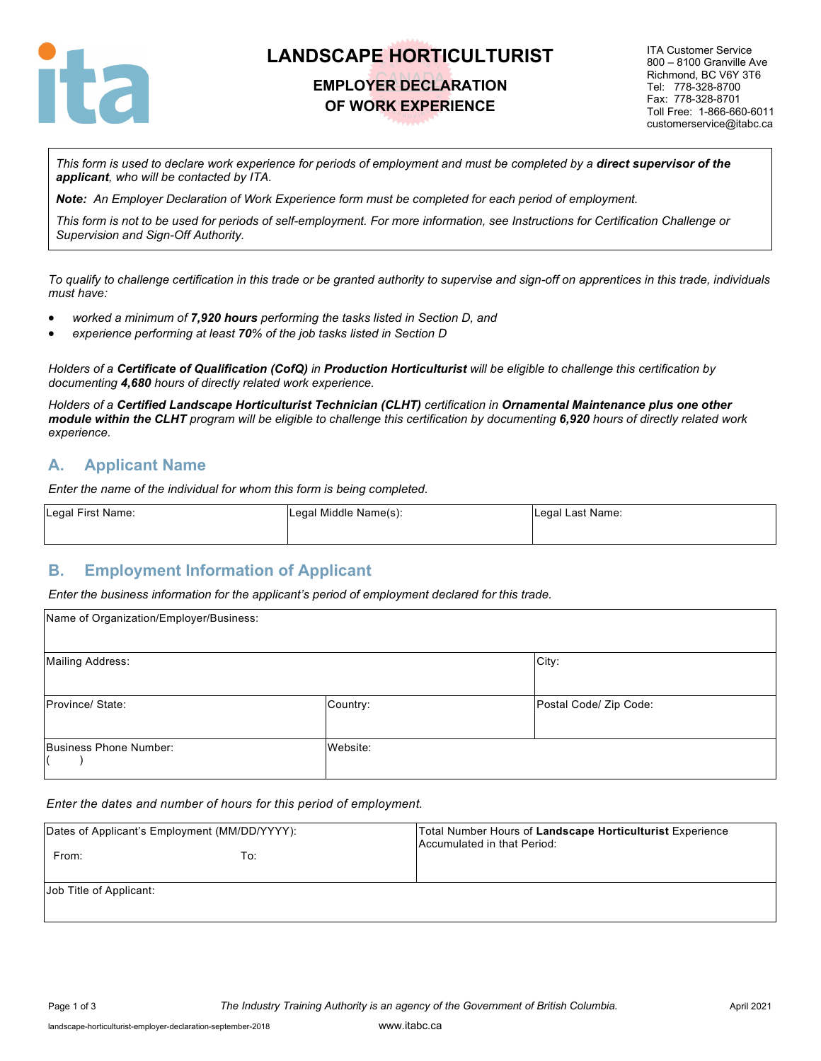# LANDSCAPE HORTICULTURIST

## EMPLOYER DECLARATION OF WORK EXPERIENCE

ITA Customer Service
800 – 8100 Granville Ave
Richmond, BC V6Y 3T6
Tel: 778-328-8700
Fax: 778-328-8701
Toll Free: 1-866-660-6011
customerservice@itabc.ca

*This form is used to declare work experience for periods of employment and must be completed by a **direct supervisor of the applicant**, who will be contacted by ITA.*

***Note:** An Employer Declaration of Work Experience form must be completed for each period of employment.*

*This form is not to be used for periods of self-employment. For more information, see Instructions for Certification Challenge or Supervision and Sign-Off Authority.*

*To qualify to challenge certification in this trade or be granted authority to supervise and sign-off on apprentices in this trade, individuals must have:*

- *worked a minimum of **7,920 hours** performing the tasks listed in Section D, and*
- *experience performing at least **70**% of the job tasks listed in Section D*

*Holders of a **Certificate of Qualification (CofQ)** in **Production Horticulturist** will be eligible to challenge this certification by documenting **4,680** hours of directly related work experience.*

*Holders of a **Certified Landscape Horticulturist Technician (CLHT)** certification in **Ornamental Maintenance plus one other module within the CLHT** program will be eligible to challenge this certification by documenting **6,920** hours of directly related work experience.*

## A. Applicant Name

*Enter the name of the individual for whom this form is being completed.*

| Legal First Name: | Legal Middle Name(s): | Legal Last Name: |
|---|---|---|
| | | |

## B. Employment Information of Applicant

*Enter the business information for the applicant's period of employment declared for this trade.*

| Name of Organization/Employer/Business: | | |
|---|---|---|
| Mailing Address: | | City: |
| Province/ State: | Country: | Postal Code/ Zip Code: |
| Business Phone Number: ( ) | Website: | |

*Enter the dates and number of hours for this period of employment.*

| Dates of Applicant's Employment (MM/DD/YYYY): From: To: | Total Number Hours of **Landscape Horticulturist** Experience Accumulated in that Period: |
|---|---|
| Job Title of Applicant: | |

*The Industry Training Authority is an agency of the Government of British Columbia.*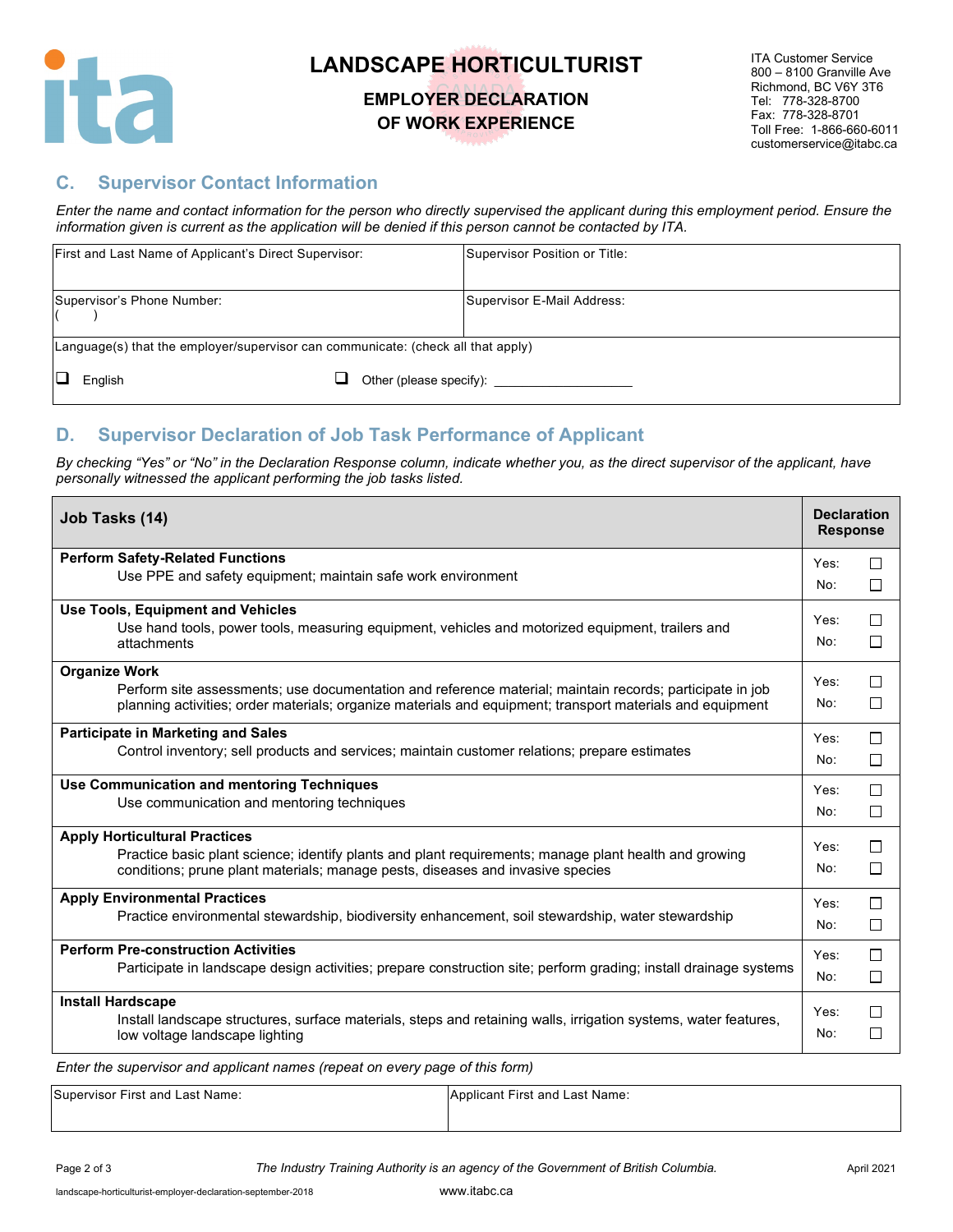# LANDSCAPE HORTICULTURIST

## EMPLOYER DECLARATION OF WORK EXPERIENCE

ITA Customer Service
800 – 8100 Granville Ave
Richmond, BC V6Y 3T6
Tel: 778-328-8700
Fax: 778-328-8701
Toll Free: 1-866-660-6011
customerservice@itabc.ca

## C. Supervisor Contact Information

*Enter the name and contact information for the person who directly supervised the applicant during this employment period. Ensure the information given is current as the application will be denied if this person cannot be contacted by ITA.*

| First and Last Name of Applicant's Direct Supervisor: | Supervisor Position or Title: |
|---|---|
| Supervisor's Phone Number: ( ) | Supervisor E-Mail Address: |

Language(s) that the employer/supervisor can communicate: (check all that apply)

☐ English ☐ Other (please specify): ____________________

## D. Supervisor Declaration of Job Task Performance of Applicant

*By checking "Yes" or "No" in the Declaration Response column, indicate whether you, as the direct supervisor of the applicant, have personally witnessed the applicant performing the job tasks listed.*

| Job Tasks (14) | Declaration Response |
|---|---|
| **Perform Safety-Related Functions**<br>Use PPE and safety equipment; maintain safe work environment | Yes: ☐<br>No: ☐ |
| **Use Tools, Equipment and Vehicles**<br>Use hand tools, power tools, measuring equipment, vehicles and motorized equipment, trailers and attachments | Yes: ☐<br>No: ☐ |
| **Organize Work**<br>Perform site assessments; use documentation and reference material; maintain records; participate in job planning activities; order materials; organize materials and equipment; transport materials and equipment | Yes: ☐<br>No: ☐ |
| **Participate in Marketing and Sales**<br>Control inventory; sell products and services; maintain customer relations; prepare estimates | Yes: ☐<br>No: ☐ |
| **Use Communication and mentoring Techniques**<br>Use communication and mentoring techniques | Yes: ☐<br>No: ☐ |
| **Apply Horticultural Practices**<br>Practice basic plant science; identify plants and plant requirements; manage plant health and growing conditions; prune plant materials; manage pests, diseases and invasive species | Yes: ☐<br>No: ☐ |
| **Apply Environmental Practices**<br>Practice environmental stewardship, biodiversity enhancement, soil stewardship, water stewardship | Yes: ☐<br>No: ☐ |
| **Perform Pre-construction Activities**<br>Participate in landscape design activities; prepare construction site; perform grading; install drainage systems | Yes: ☐<br>No: ☐ |
| **Install Hardscape**<br>Install landscape structures, surface materials, steps and retaining walls, irrigation systems, water features, low voltage landscape lighting | Yes: ☐<br>No: ☐ |

*Enter the supervisor and applicant names (repeat on every page of this form)*

| Supervisor First and Last Name: | Applicant First and Last Name: |
|---|---|
| | |

*The Industry Training Authority is an agency of the Government of British Columbia.*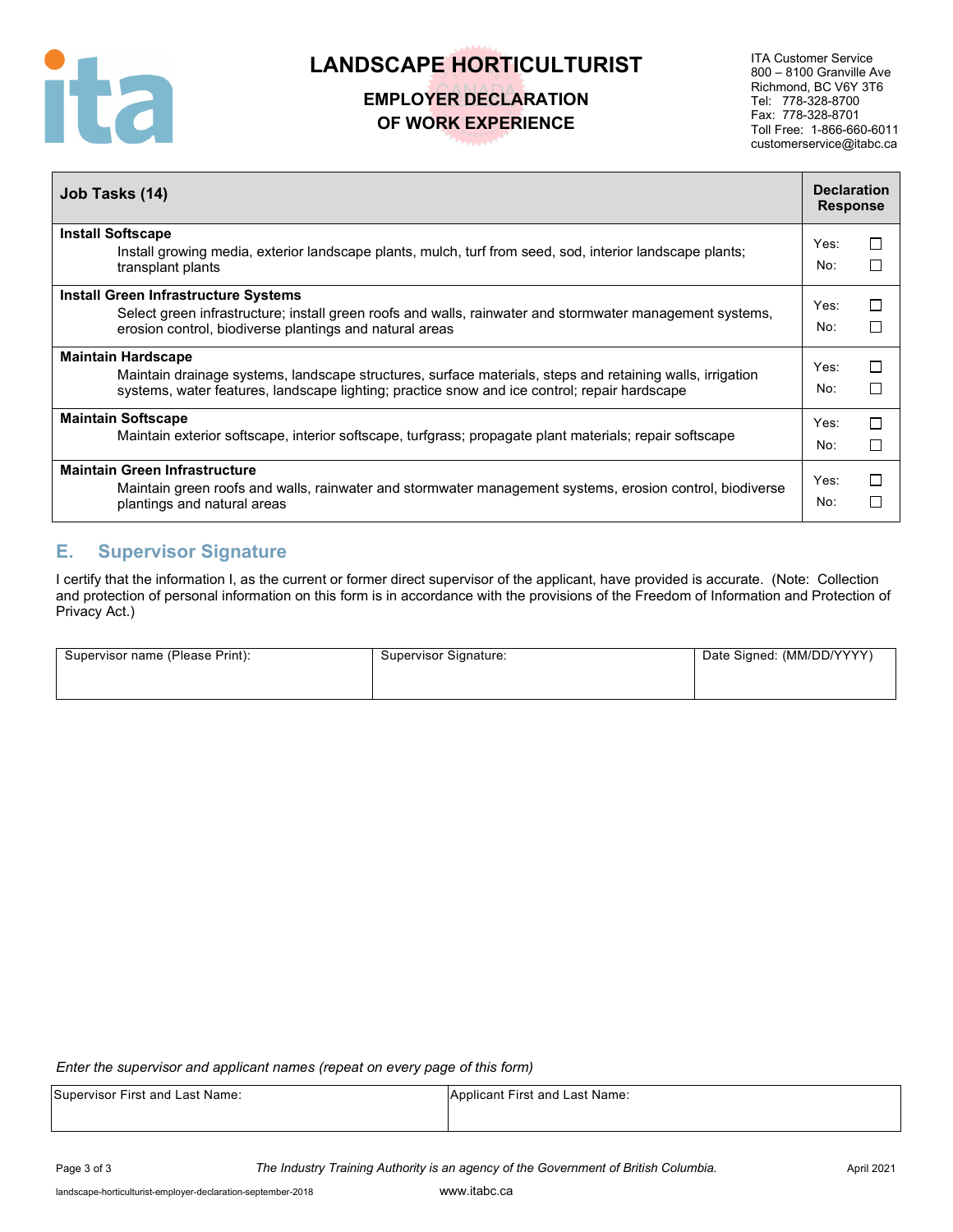# LANDSCAPE HORTICULTURIST

## EMPLOYER DECLARATION OF WORK EXPERIENCE

ITA Customer Service
800 – 8100 Granville Ave
Richmond, BC V6Y 3T6
Tel: 778-328-8700
Fax: 778-328-8701
Toll Free: 1-866-660-6011
customerservice@itabc.ca

| Job Tasks (14) | Declaration Response |
|---|---|
| **Install Softscape**<br>Install growing media, exterior landscape plants, mulch, turf from seed, sod, interior landscape plants; transplant plants | Yes: ☐<br>No: ☐ |
| **Install Green Infrastructure Systems**<br>Select green infrastructure; install green roofs and walls, rainwater and stormwater management systems, erosion control, biodiverse plantings and natural areas | Yes: ☐<br>No: ☐ |
| **Maintain Hardscape**<br>Maintain drainage systems, landscape structures, surface materials, steps and retaining walls, irrigation systems, water features, landscape lighting; practice snow and ice control; repair hardscape | Yes: ☐<br>No: ☐ |
| **Maintain Softscape**<br>Maintain exterior softscape, interior softscape, turfgrass; propagate plant materials; repair softscape | Yes: ☐<br>No: ☐ |
| **Maintain Green Infrastructure**<br>Maintain green roofs and walls, rainwater and stormwater management systems, erosion control, biodiverse plantings and natural areas | Yes: ☐<br>No: ☐ |

## E. Supervisor Signature

I certify that the information I, as the current or former direct supervisor of the applicant, have provided is accurate. (Note: Collection and protection of personal information on this form is in accordance with the provisions of the Freedom of Information and Protection of Privacy Act.)

| Supervisor name (Please Print): | Supervisor Signature: | Date Signed: (MM/DD/YYYY) |
|---|---|---|
| | | |

*Enter the supervisor and applicant names (repeat on every page of this form)*

| Supervisor First and Last Name: | Applicant First and Last Name: |
|---|---|
| | |

*The Industry Training Authority is an agency of the Government of British Columbia.*

April 2021

landscape-horticulturist-employer-declaration-september-2018

www.itabc.ca